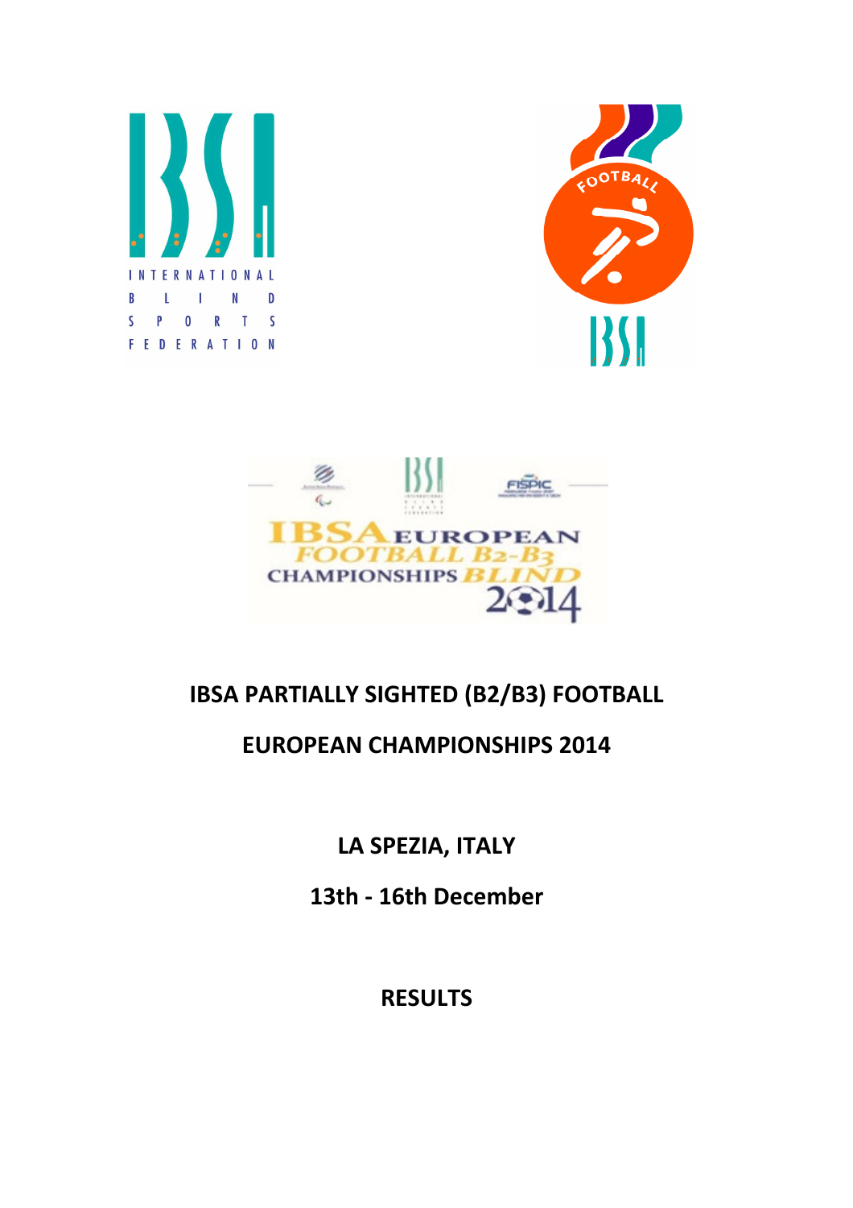# IBSA PARTIALLY SIGHTED (B2/B3) FOOTBALL

# EUROPEAN CHAMPIONSHIPS 2014

## LA SPEZIA, ITALY

## 13th - 16th December

## RESULTS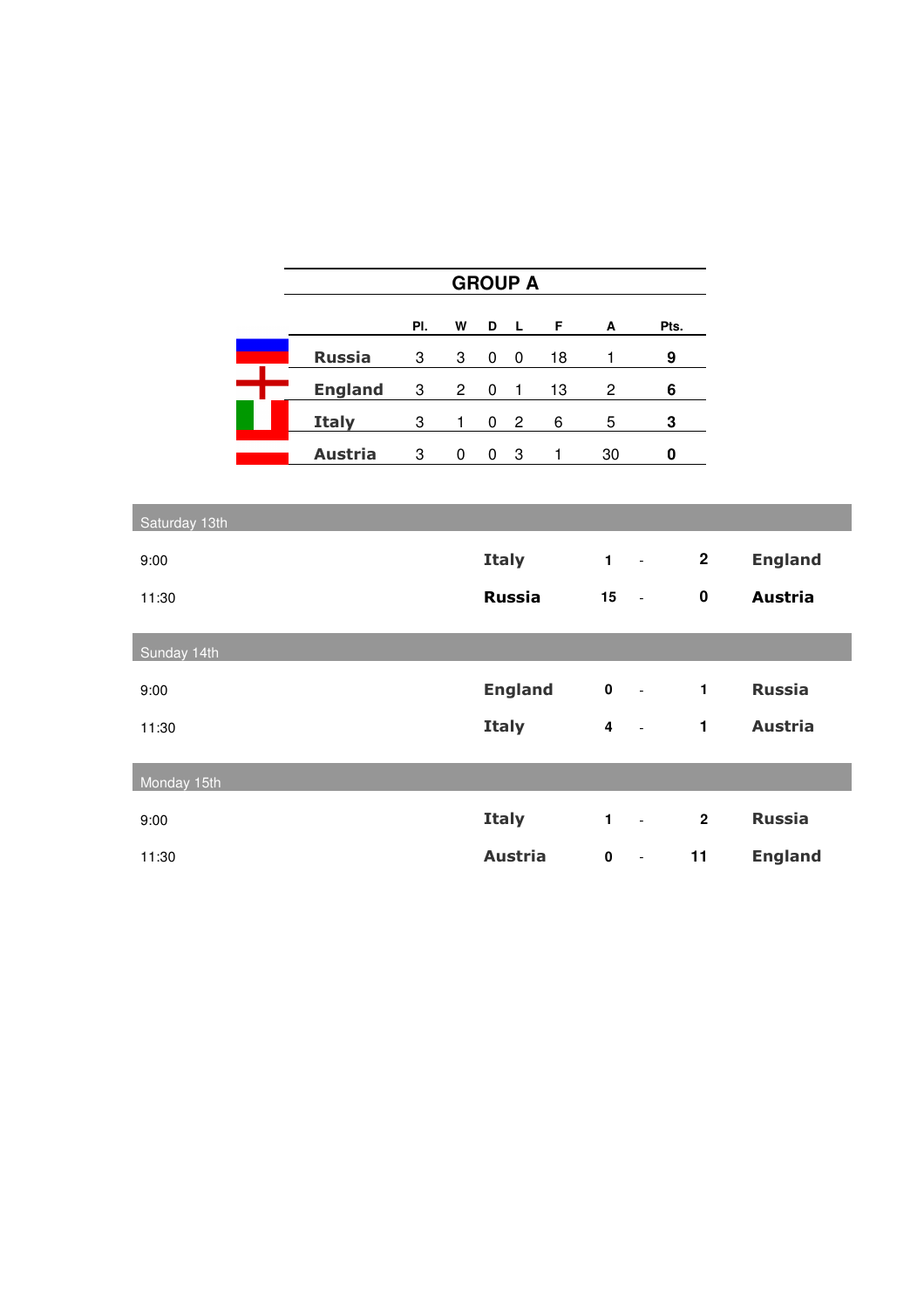## GROUP A

| | Pl. | W | D | L | F | A | Pts. |
|---|---|---|---|---|---|---|---|
| **Russia** | 3 | 3 | 0 | 0 | 18 | 1 | **9** |
| **England** | 3 | 2 | 0 | 1 | 13 | 2 | **6** |
| **Italy** | 3 | 1 | 0 | 2 | 6 | 5 | **3** |
| **Austria** | 3 | 0 | 0 | 3 | 1 | 30 | **0** |

| Saturday 13th | | | | | |
|---|---|---|---|---|---|
| 9:00 | **Italy** | **1** | - | **2** | **England** |
| 11:30 | **Russia** | **15** | - | **0** | **Austria** |

| Sunday 14th | | | | | |
|---|---|---|---|---|---|
| 9:00 | **England** | **0** | - | **1** | **Russia** |
| 11:30 | **Italy** | **4** | - | **1** | **Austria** |

| Monday 15th | | | | | |
|---|---|---|---|---|---|
| 9:00 | **Italy** | **1** | - | **2** | **Russia** |
| 11:30 | **Austria** | **0** | - | **11** | **England** |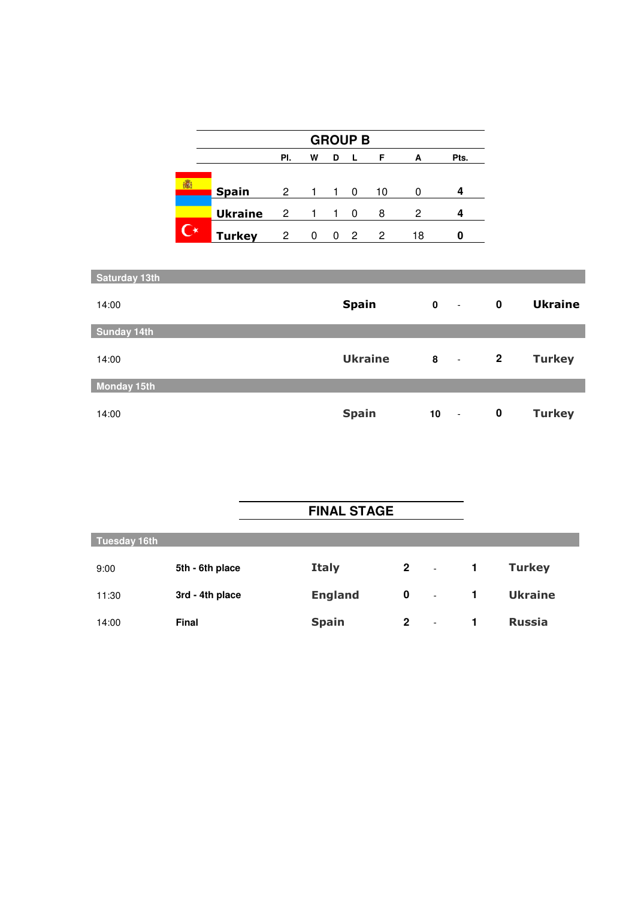## GROUP B

| | Pl. | W | D | L | F | A | Pts. |
|---|---|---|---|---|---|---|---|
| **Spain** | 2 | 1 | 1 | 0 | 10 | 0 | **4** |
| **Ukraine** | 2 | 1 | 1 | 0 | 8 | 2 | **4** |
| **Turkey** | 2 | 0 | 0 | 2 | 2 | 18 | **0** |

**Saturday 13th**

| | | | | | |
|---|---|---|---|---|---|
| 14:00 | **Spain** | **0** | - | **0** | **Ukraine** |

**Sunday 14th**

| | | | | | |
|---|---|---|---|---|---|
| 14:00 | **Ukraine** | **8** | - | **2** | **Turkey** |

**Monday 15th**

| | | | | | |
|---|---|---|---|---|---|
| 14:00 | **Spain** | **10** | - | **0** | **Turkey** |

## FINAL STAGE

**Tuesday 16th**

| | | | | | | |
|---|---|---|---|---|---|---|
| 9:00 | **5th - 6th place** | **Italy** | **2** | - | **1** | **Turkey** |
| 11:30 | **3rd - 4th place** | **England** | **0** | - | **1** | **Ukraine** |
| 14:00 | **Final** | **Spain** | **2** | - | **1** | **Russia** |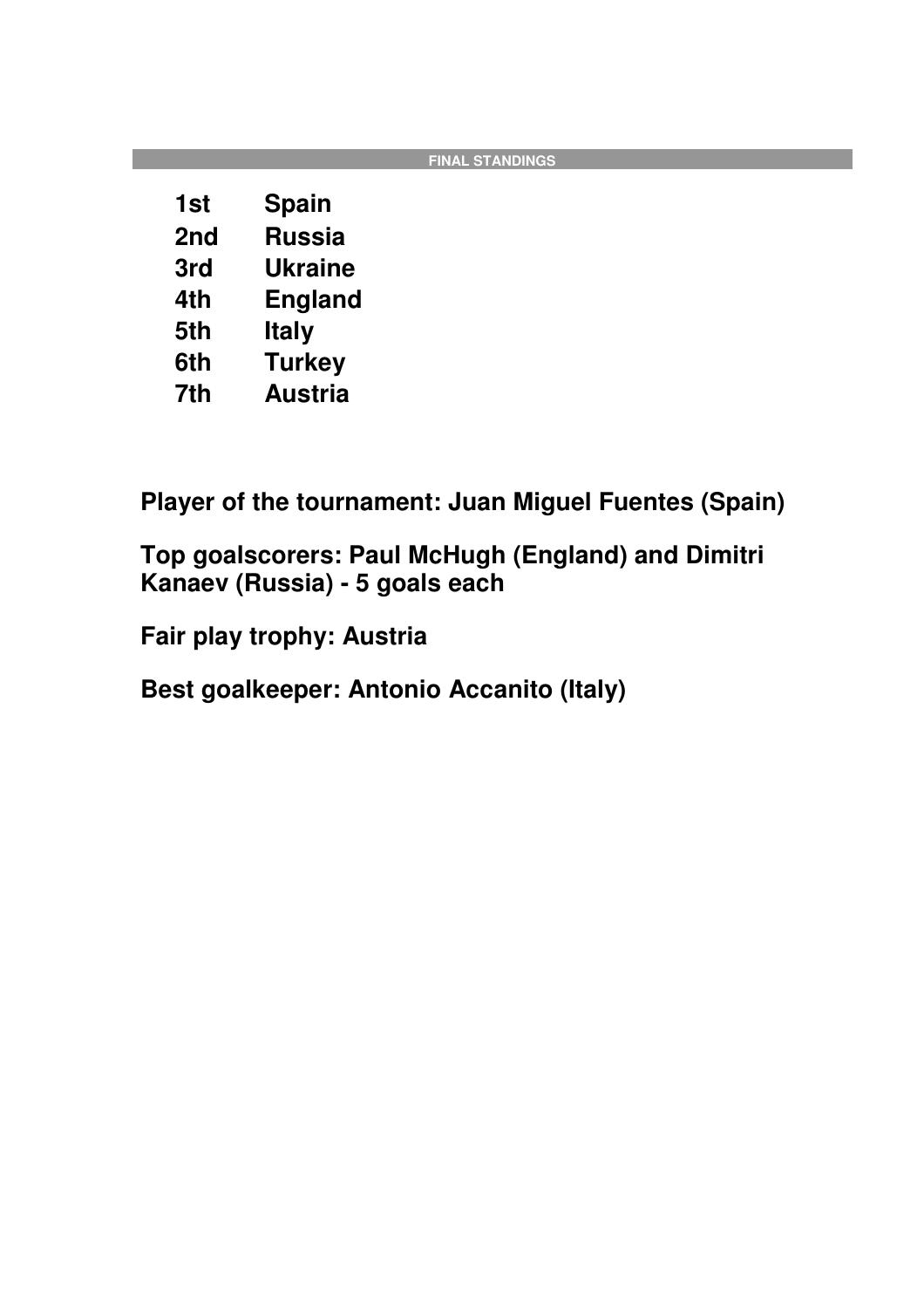## FINAL STANDINGS

| | |
|---|---|
| **1st** | **Spain** |
| **2nd** | **Russia** |
| **3rd** | **Ukraine** |
| **4th** | **England** |
| **5th** | **Italy** |
| **6th** | **Turkey** |
| **7th** | **Austria** |

**Player of the tournament: Juan Miguel Fuentes (Spain)**

**Top goalscorers: Paul McHugh (England) and Dimitri Kanaev (Russia) - 5 goals each**

**Fair play trophy: Austria**

**Best goalkeeper: Antonio Accanito (Italy)**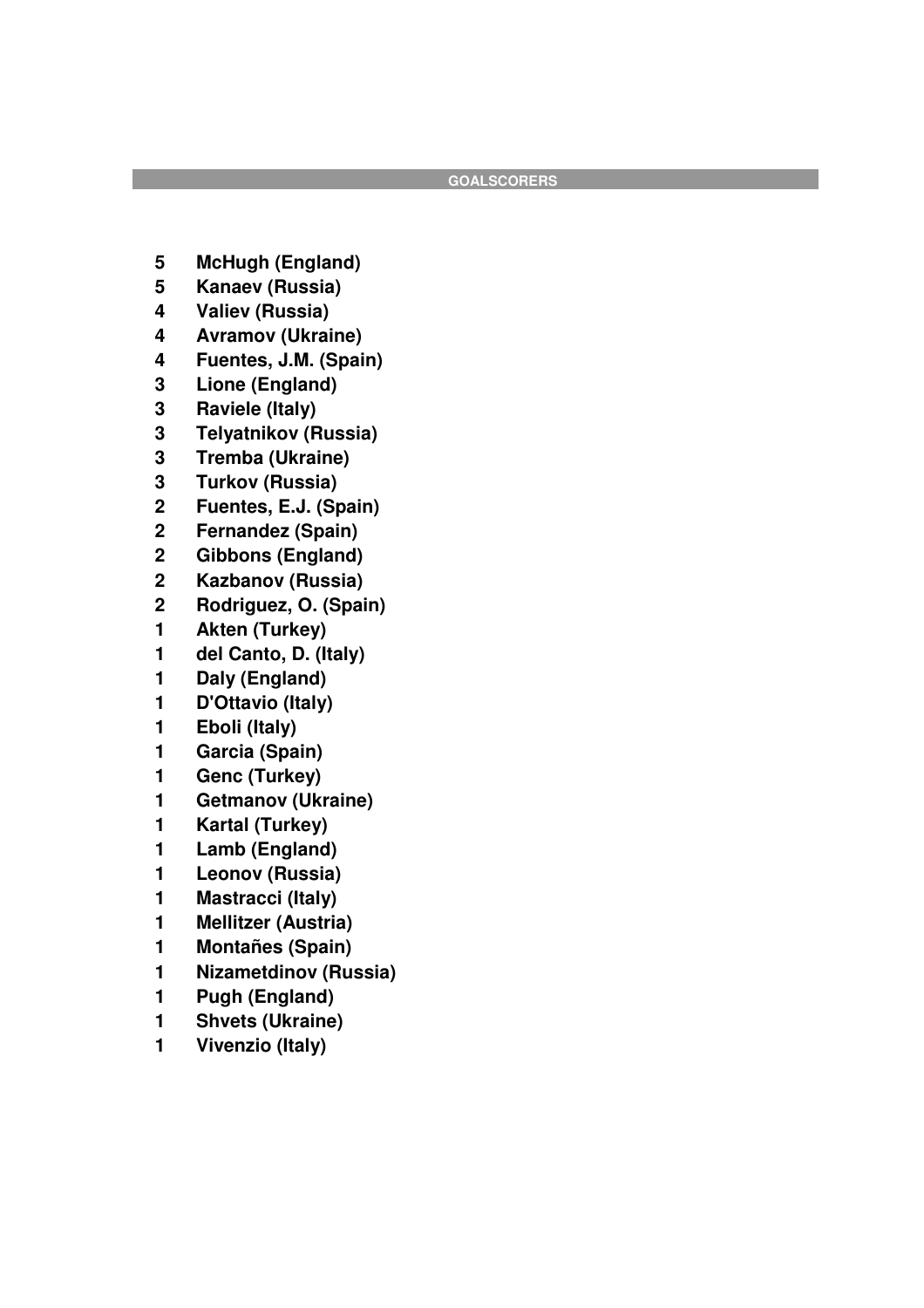## GOALSCORERS

| | |
|---|---|
| **5** | **McHugh (England)** |
| **5** | **Kanaev (Russia)** |
| **4** | **Valiev (Russia)** |
| **4** | **Avramov (Ukraine)** |
| **4** | **Fuentes, J.M. (Spain)** |
| **3** | **Lione (England)** |
| **3** | **Raviele (Italy)** |
| **3** | **Telyatnikov (Russia)** |
| **3** | **Tremba (Ukraine)** |
| **3** | **Turkov (Russia)** |
| **2** | **Fuentes, E.J. (Spain)** |
| **2** | **Fernandez (Spain)** |
| **2** | **Gibbons (England)** |
| **2** | **Kazbanov (Russia)** |
| **2** | **Rodriguez, O. (Spain)** |
| **1** | **Akten (Turkey)** |
| **1** | **del Canto, D. (Italy)** |
| **1** | **Daly (England)** |
| **1** | **D'Ottavio (Italy)** |
| **1** | **Eboli (Italy)** |
| **1** | **Garcia (Spain)** |
| **1** | **Genc (Turkey)** |
| **1** | **Getmanov (Ukraine)** |
| **1** | **Kartal (Turkey)** |
| **1** | **Lamb (England)** |
| **1** | **Leonov (Russia)** |
| **1** | **Mastracci (Italy)** |
| **1** | **Mellitzer (Austria)** |
| **1** | **Montañes (Spain)** |
| **1** | **Nizametdinov (Russia)** |
| **1** | **Pugh (England)** |
| **1** | **Shvets (Ukraine)** |
| **1** | **Vivenzio (Italy)** |